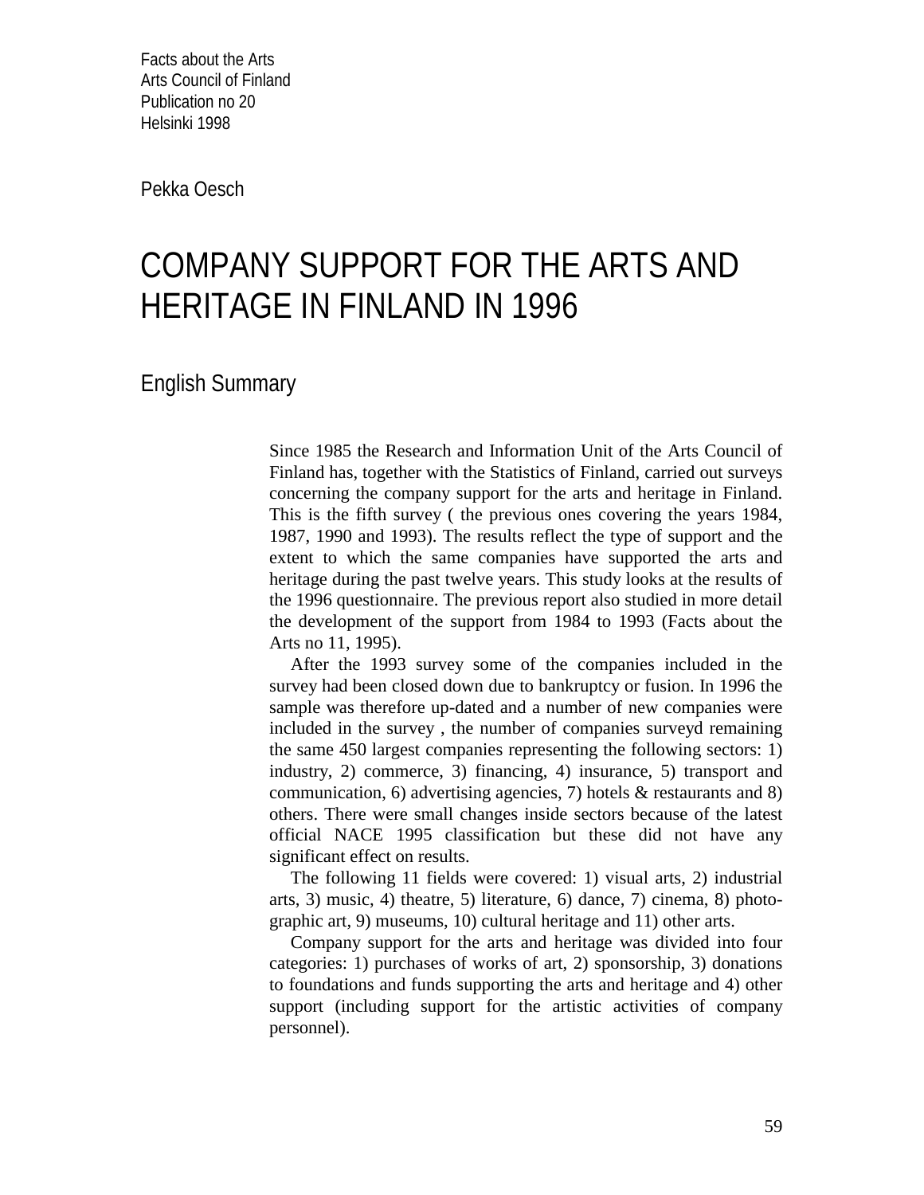Facts about the Arts
Arts Council of Finland
Publication no 20
Helsinki 1998

Pekka Oesch

# COMPANY SUPPORT FOR THE ARTS AND HERITAGE IN FINLAND IN 1996

## English Summary

Since 1985 the Research and Information Unit of the Arts Council of Finland has, together with the Statistics of Finland, carried out surveys concerning the company support for the arts and heritage in Finland. This is the fifth survey ( the previous ones covering the years 1984, 1987, 1990 and 1993). The results reflect the type of support and the extent to which the same companies have supported the arts and heritage during the past twelve years. This study looks at the results of the 1996 questionnaire. The previous report also studied in more detail the development of the support from 1984 to 1993 (Facts about the Arts no 11, 1995).

After the 1993 survey some of the companies included in the survey had been closed down due to bankruptcy or fusion. In 1996 the sample was therefore up-dated and a number of new companies were included in the survey , the number of companies surveyd remaining the same 450 largest companies representing the following sectors: 1) industry, 2) commerce, 3) financing, 4) insurance, 5) transport and communication, 6) advertising agencies, 7) hotels & restaurants and 8) others. There were small changes inside sectors because of the latest official NACE 1995 classification but these did not have any significant effect on results.

The following 11 fields were covered: 1) visual arts, 2) industrial arts, 3) music, 4) theatre, 5) literature, 6) dance, 7) cinema, 8) photographic art, 9) museums, 10) cultural heritage and 11) other arts.

Company support for the arts and heritage was divided into four categories: 1) purchases of works of art, 2) sponsorship, 3) donations to foundations and funds supporting the arts and heritage and 4) other support (including support for the artistic activities of company personnel).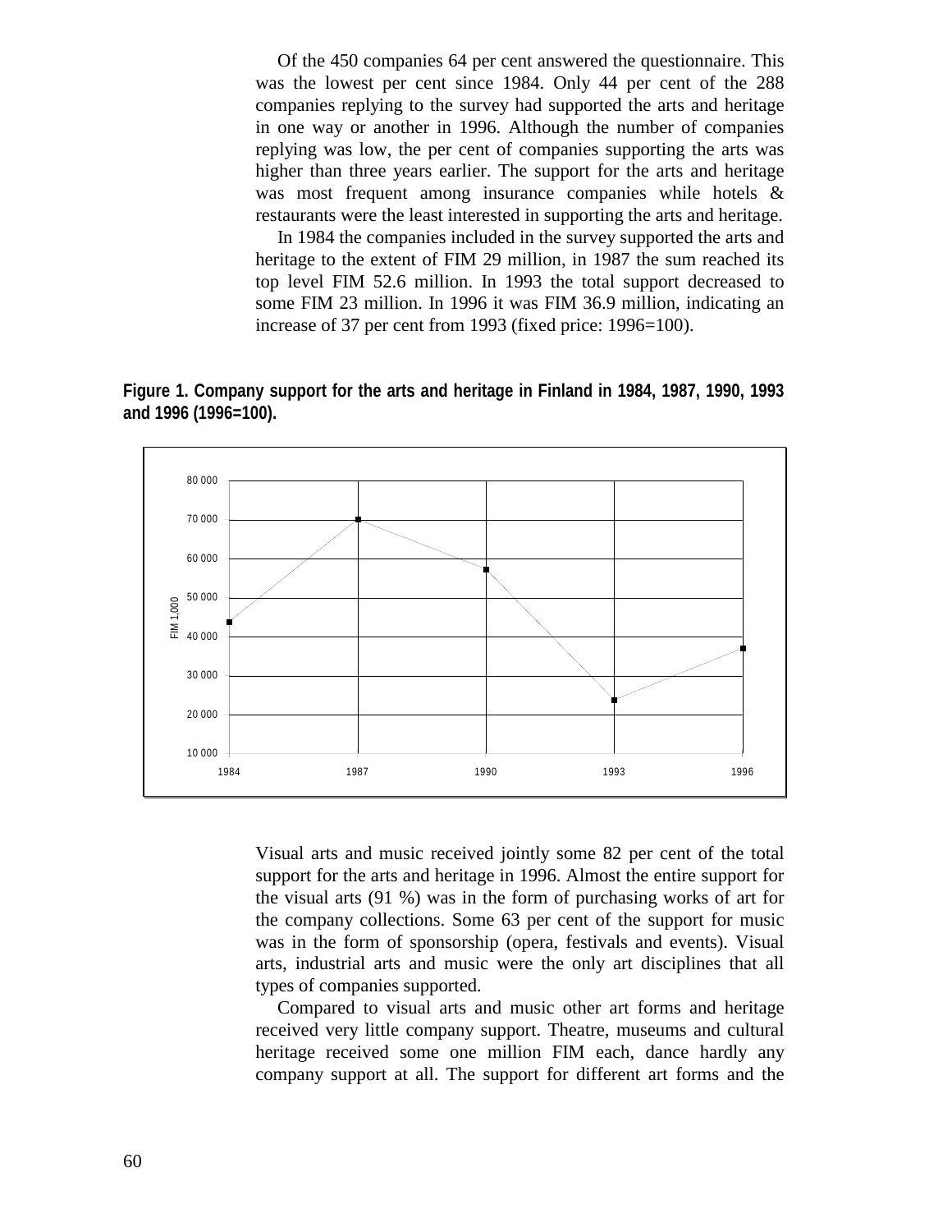Of the 450 companies 64 per cent answered the questionnaire. This was the lowest per cent since 1984. Only 44 per cent of the 288 companies replying to the survey had supported the arts and heritage in one way or another in 1996. Although the number of companies replying was low, the per cent of companies supporting the arts was higher than three years earlier. The support for the arts and heritage was most frequent among insurance companies while hotels & restaurants were the least interested in supporting the arts and heritage.

In 1984 the companies included in the survey supported the arts and heritage to the extent of FIM 29 million, in 1987 the sum reached its top level FIM 52.6 million. In 1993 the total support decreased to some FIM 23 million. In 1996 it was FIM 36.9 million, indicating an increase of 37 per cent from 1993 (fixed price: 1996=100).

**Figure 1. Company support for the arts and heritage in Finland in 1984, 1987, 1990, 1993 and 1996 (1996=100).**

Visual arts and music received jointly some 82 per cent of the total support for the arts and heritage in 1996. Almost the entire support for the visual arts (91 %) was in the form of purchasing works of art for the company collections. Some 63 per cent of the support for music was in the form of sponsorship (opera, festivals and events). Visual arts, industrial arts and music were the only art disciplines that all types of companies supported.

Compared to visual arts and music other art forms and heritage received very little company support. Theatre, museums and cultural heritage received some one million FIM each, dance hardly any company support at all. The support for different art forms and the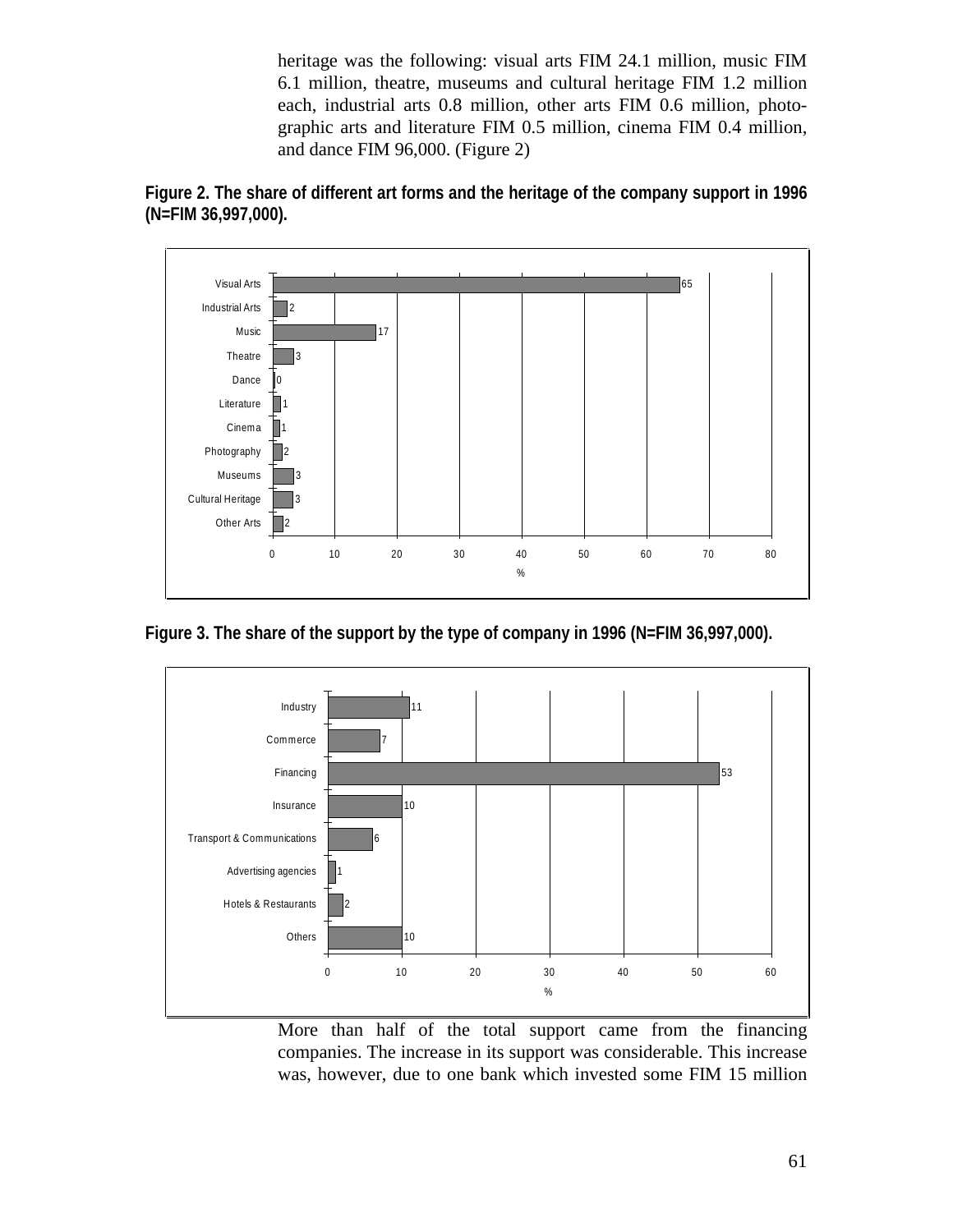heritage was the following: visual arts FIM 24.1 million, music FIM 6.1 million, theatre, museums and cultural heritage FIM 1.2 million each, industrial arts 0.8 million, other arts FIM 0.6 million, photographic arts and literature FIM 0.5 million, cinema FIM 0.4 million, and dance FIM 96,000. (Figure 2)

**Figure 2. The share of different art forms and the heritage of the company support in 1996 (N=FIM 36,997,000).**

| Art form | % |
|---|---|
| Visual Arts | 65 |
| Industrial Arts | 2 |
| Music | 17 |
| Theatre | 3 |
| Dance | 0 |
| Literature | 1 |
| Cinema | 1 |
| Photography | 2 |
| Museums | 3 |
| Cultural Heritage | 3 |
| Other Arts | 2 |

**Figure 3. The share of the support by the type of company in 1996 (N=FIM 36,997,000).**

| Type of company | % |
|---|---|
| Industry | 11 |
| Commerce | 7 |
| Financing | 53 |
| Insurance | 10 |
| Transport & Communications | 6 |
| Advertising agencies | 1 |
| Hotels & Restaurants | 2 |
| Others | 10 |

More than half of the total support came from the financing companies. The increase in its support was considerable. This increase was, however, due to one bank which invested some FIM 15 million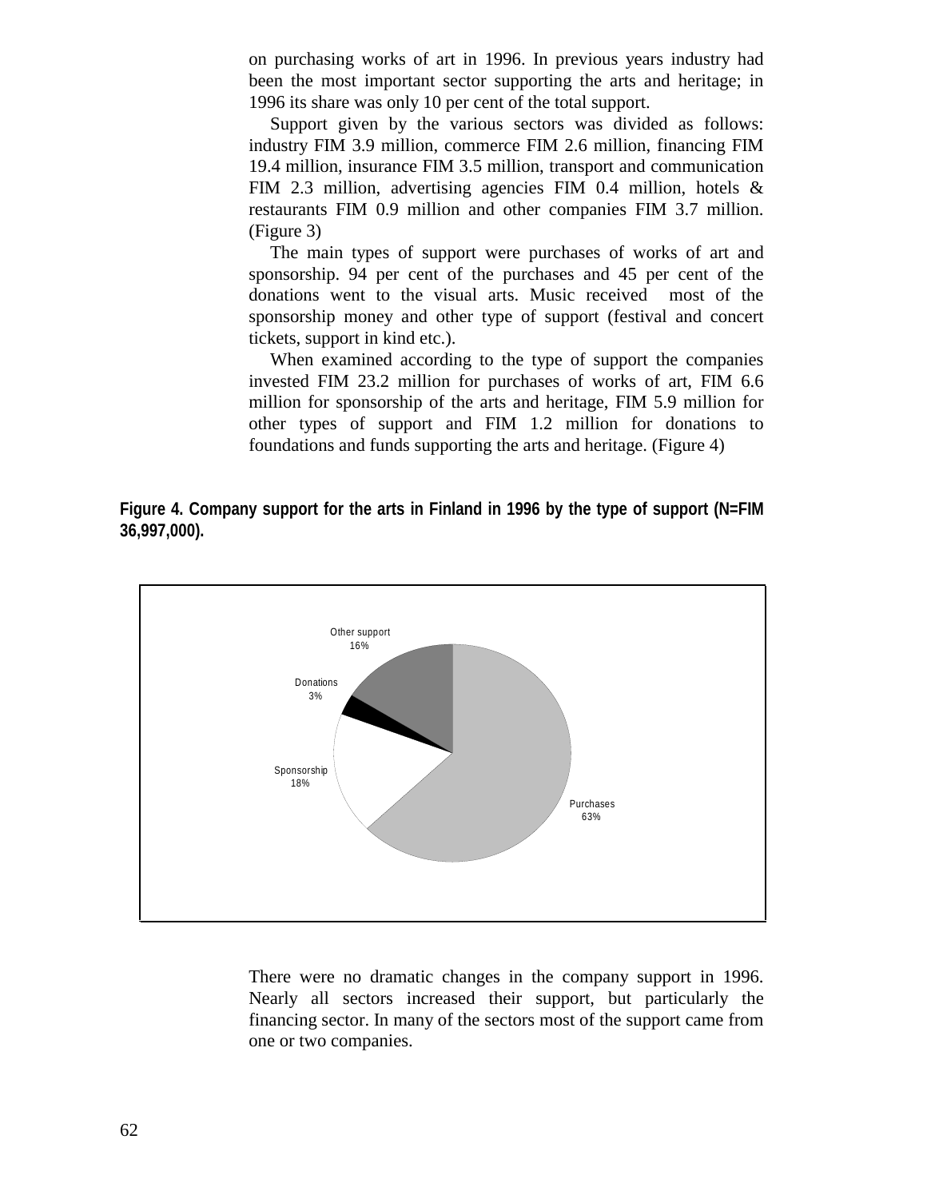on purchasing works of art in 1996. In previous years industry had been the most important sector supporting the arts and heritage; in 1996 its share was only 10 per cent of the total support.

Support given by the various sectors was divided as follows: industry FIM 3.9 million, commerce FIM 2.6 million, financing FIM 19.4 million, insurance FIM 3.5 million, transport and communication FIM 2.3 million, advertising agencies FIM 0.4 million, hotels & restaurants FIM 0.9 million and other companies FIM 3.7 million. (Figure 3)

The main types of support were purchases of works of art and sponsorship. 94 per cent of the purchases and 45 per cent of the donations went to the visual arts. Music received most of the sponsorship money and other type of support (festival and concert tickets, support in kind etc.).

When examined according to the type of support the companies invested FIM 23.2 million for purchases of works of art, FIM 6.6 million for sponsorship of the arts and heritage, FIM 5.9 million for other types of support and FIM 1.2 million for donations to foundations and funds supporting the arts and heritage. (Figure 4)

**Figure 4. Company support for the arts in Finland in 1996 by the type of support (N=FIM 36,997,000).**

| Type of support | Share |
|---|---|
| Purchases | 63% |
| Sponsorship | 18% |
| Donations | 3% |
| Other support | 16% |

There were no dramatic changes in the company support in 1996. Nearly all sectors increased their support, but particularly the financing sector. In many of the sectors most of the support came from one or two companies.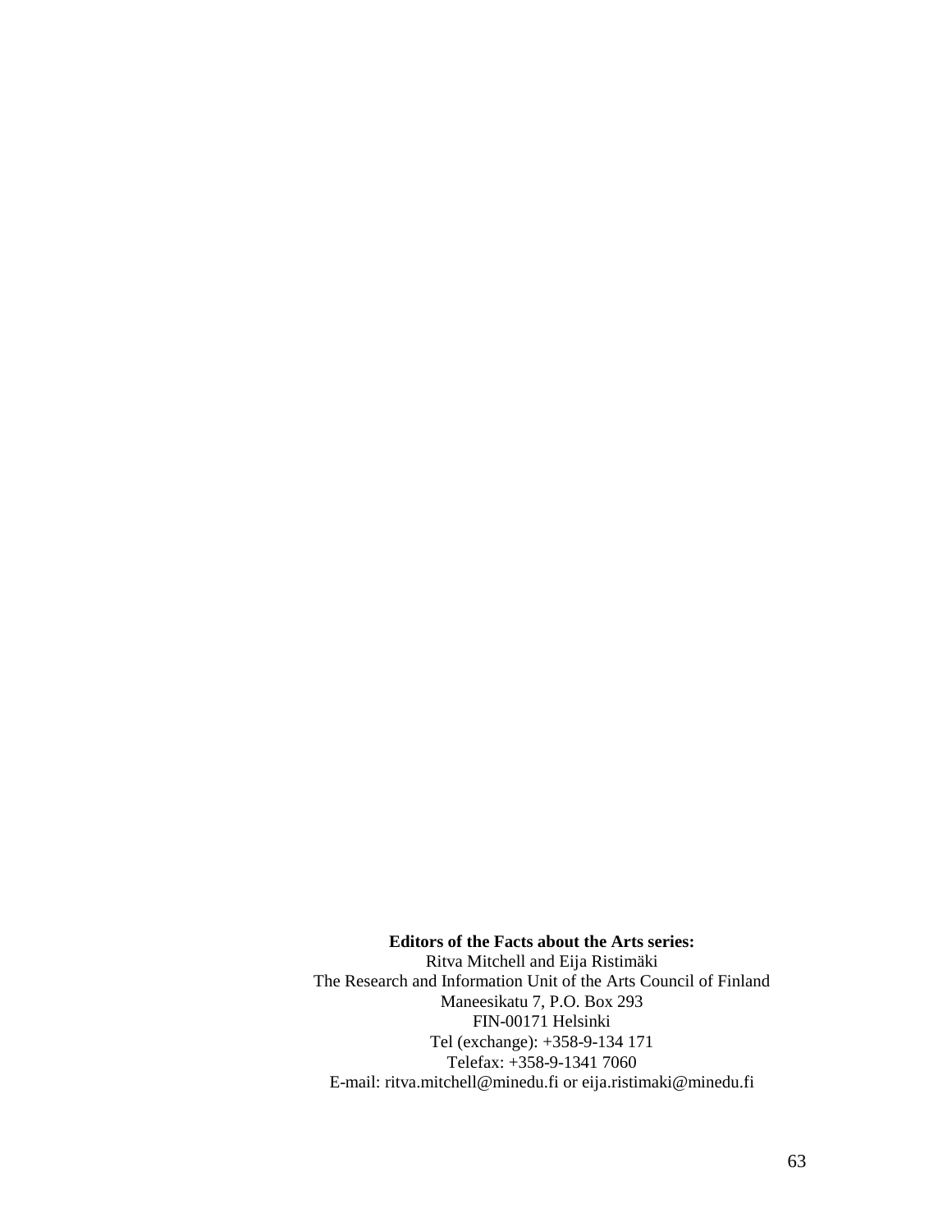**Editors of the Facts about the Arts series:**

Ritva Mitchell and Eija Ristimäki

The Research and Information Unit of the Arts Council of Finland

Maneesikatu 7, P.O. Box 293

FIN-00171 Helsinki

Tel (exchange): +358-9-134 171

Telefax: +358-9-1341 7060

E-mail: ritva.mitchell@minedu.fi or eija.ristimaki@minedu.fi